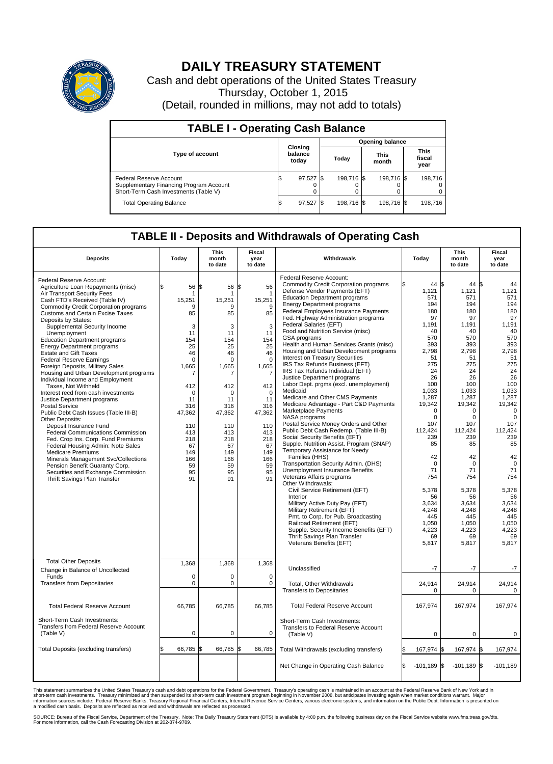# DAILY TREASURY STATEMENT

Cash and debt operations of the United States Treasury

Thursday, October 1, 2015

(Detail, rounded in millions, may not add to totals)

## TABLE I - Operating Cash Balance

| Type of account | Closing balance today | Opening balance Today | Opening balance This month | Opening balance This fiscal year |
|---|---|---|---|---|
| Federal Reserve Account | $ 97,527 | $ 198,716 | $ 198,716 | $ 198,716 |
| Supplementary Financing Program Account | 0 | 0 | 0 | 0 |
| Short-Term Cash Investments (Table V) | 0 | 0 | 0 | 0 |
| Total Operating Balance | $ 97,527 | $ 198,716 | $ 198,716 | $ 198,716 |

## TABLE II - Deposits and Withdrawals of Operating Cash

| Deposits | Today | This month to date | Fiscal year to date |
|---|---|---|---|
| Federal Reserve Account: | | | |
| Agriculture Loan Repayments (misc) | $ 56 | $ 56 | $ 56 |
| Air Transport Security Fees | 1 | 1 | 1 |
| Cash FTD's Received (Table IV) | 15,251 | 15,251 | 15,251 |
| Commodity Credit Corporation programs | 9 | 9 | 9 |
| Customs and Certain Excise Taxes | 85 | 85 | 85 |
| Deposits by States: | | | |
| Supplemental Security Income | 3 | 3 | 3 |
| Unemployment | 11 | 11 | 11 |
| Education Department programs | 154 | 154 | 154 |
| Energy Department programs | 25 | 25 | 25 |
| Estate and Gift Taxes | 46 | 46 | 46 |
| Federal Reserve Earnings | 0 | 0 | 0 |
| Foreign Deposits, Military Sales | 1,665 | 1,665 | 1,665 |
| Housing and Urban Development programs | 7 | 7 | 7 |
| Individual Income and Employment Taxes, Not Withheld | 412 | 412 | 412 |
| Interest recd from cash investments | 0 | 0 | 0 |
| Justice Department programs | 11 | 11 | 11 |
| Postal Service | 316 | 316 | 316 |
| Public Debt Cash Issues (Table III-B) | 47,362 | 47,362 | 47,362 |
| Other Deposits: | | | |
| Deposit Insurance Fund | 110 | 110 | 110 |
| Federal Communications Commission | 413 | 413 | 413 |
| Fed. Crop Ins. Corp. Fund Premiums | 218 | 218 | 218 |
| Federal Housing Admin: Note Sales | 67 | 67 | 67 |
| Medicare Premiums | 149 | 149 | 149 |
| Minerals Management Svc/Collections | 166 | 166 | 166 |
| Pension Benefit Guaranty Corp. | 59 | 59 | 59 |
| Securities and Exchange Commission | 95 | 95 | 95 |
| Thrift Savings Plan Transfer | 91 | 91 | 91 |
| Total Other Deposits | 1,368 | 1,368 | 1,368 |
| Change in Balance of Uncollected Funds | 0 | 0 | 0 |
| Transfers from Depositaries | 0 | 0 | 0 |
| Total Federal Reserve Account | 66,785 | 66,785 | 66,785 |
| Short-Term Cash Investments: Transfers from Federal Reserve Account (Table V) | 0 | 0 | 0 |
| Total Deposits (excluding transfers) | $ 66,785 | $ 66,785 | $ 66,785 |

| Withdrawals | Today | This month to date | Fiscal year to date |
|---|---|---|---|
| Federal Reserve Account: | | | |
| Commodity Credit Corporation programs | $ 44 | $ 44 | $ 44 |
| Defense Vendor Payments (EFT) | 1,121 | 1,121 | 1,121 |
| Education Department programs | 571 | 571 | 571 |
| Energy Department programs | 194 | 194 | 194 |
| Federal Employees Insurance Payments | 180 | 180 | 180 |
| Fed. Highway Administration programs | 97 | 97 | 97 |
| Federal Salaries (EFT) | 1,191 | 1,191 | 1,191 |
| Food and Nutrition Service (misc) | 40 | 40 | 40 |
| GSA programs | 570 | 570 | 570 |
| Health and Human Services Grants (misc) | 393 | 393 | 393 |
| Housing and Urban Development programs | 2,798 | 2,798 | 2,798 |
| Interest on Treasury Securities | 51 | 51 | 51 |
| IRS Tax Refunds Business (EFT) | 275 | 275 | 275 |
| IRS Tax Refunds Individual (EFT) | 24 | 24 | 24 |
| Justice Department programs | 26 | 26 | 26 |
| Labor Dept. prgms (excl. unemployment) | 100 | 100 | 100 |
| Medicaid | 1,033 | 1,033 | 1,033 |
| Medicare and Other CMS Payments | 1,287 | 1,287 | 1,287 |
| Medicare Advantage - Part C&D Payments | 19,342 | 19,342 | 19,342 |
| Marketplace Payments | 0 | 0 | 0 |
| NASA programs | 0 | 0 | 0 |
| Postal Service Money Orders and Other | 107 | 107 | 107 |
| Public Debt Cash Redemp. (Table III-B) | 112,424 | 112,424 | 112,424 |
| Social Security Benefits (EFT) | 239 | 239 | 239 |
| Supple. Nutrition Assist. Program (SNAP) | 85 | 85 | 85 |
| Temporary Assistance for Needy Families (HHS) | 42 | 42 | 42 |
| Transportation Security Admin. (DHS) | 0 | 0 | 0 |
| Unemployment Insurance Benefits | 71 | 71 | 71 |
| Veterans Affairs programs | 754 | 754 | 754 |
| Other Withdrawals: | | | |
| Civil Service Retirement (EFT) | 5,378 | 5,378 | 5,378 |
| Interior | 56 | 56 | 56 |
| Military Active Duty Pay (EFT) | 3,634 | 3,634 | 3,634 |
| Military Retirement (EFT) | 4,248 | 4,248 | 4,248 |
| Pmt. to Corp. for Pub. Broadcasting | 445 | 445 | 445 |
| Railroad Retirement (EFT) | 1,050 | 1,050 | 1,050 |
| Supple. Security Income Benefits (EFT) | 4,223 | 4,223 | 4,223 |
| Thrift Savings Plan Transfer | 69 | 69 | 69 |
| Veterans Benefits (EFT) | 5,817 | 5,817 | 5,817 |
| Unclassified | -7 | -7 | -7 |
| Total, Other Withdrawals | 24,914 | 24,914 | 24,914 |
| Transfers to Depositaries | 0 | 0 | 0 |
| Total Federal Reserve Account | 167,974 | 167,974 | 167,974 |
| Short-Term Cash Investments: Transfers to Federal Reserve Account (Table V) | 0 | 0 | 0 |
| Total Withdrawals (excluding transfers) | $ 167,974 | $ 167,974 | $ 167,974 |
| Net Change in Operating Cash Balance | $ -101,189 | $ -101,189 | $ -101,189 |

This statement summarizes the United States Treasury's cash and debt operations for the Federal Government. Treasury's operating cash is maintained in an account at the Federal Reserve Bank of New York and in short-term cash investments. Treasury minimized and then suspended its short-term cash investment program beginning in November 2008, but anticipates investing again when market conditions warrant. Major information sources include: Federal Reserve Banks, Treasury Regional Financial Centers, Internal Revenue Service Centers, various electronic systems, and information on the Public Debt. Information is presented on a modified cash basis. Deposits are reflected as received and withdrawals are reflected as processed.

SOURCE: Bureau of the Fiscal Service, Department of the Treasury. Note: The Daily Treasury Statement (DTS) is available by 4:00 p.m. the following business day on the Fiscal Service website www.fms.treas.gov/dts. For more information, call the Cash Forecasting Division at 202-874-9789.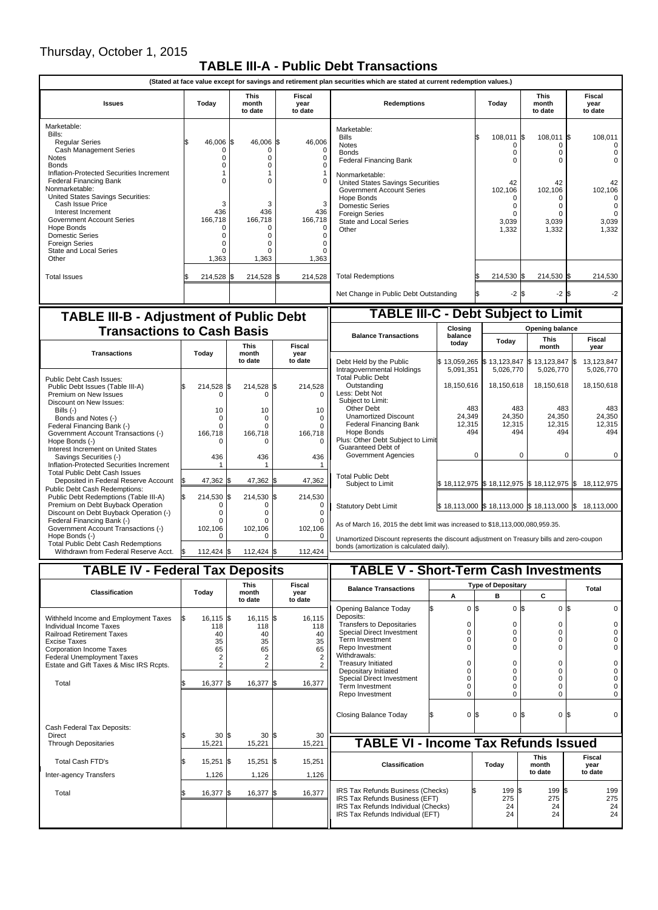Thursday, October 1, 2015

# TABLE III-A - Public Debt Transactions

(Stated at face value except for savings and retirement plan securities which are stated at current redemption values.)

| Issues | Today | This month to date | Fiscal year to date |
|---|---|---|---|
| Marketable: | | | |
| Bills: | | | |
| Regular Series | $ 46,006 | $ 46,006 | $ 46,006 |
| Cash Management Series | 0 | 0 | 0 |
| Notes | 0 | 0 | 0 |
| Bonds | 0 | 0 | 0 |
| Inflation-Protected Securities Increment | 1 | 1 | 1 |
| Federal Financing Bank | 0 | 0 | 0 |
| Nonmarketable: | | | |
| United States Savings Securities: | | | |
| Cash Issue Price | 3 | 3 | 3 |
| Interest Increment | 436 | 436 | 436 |
| Government Account Series | 166,718 | 166,718 | 166,718 |
| Hope Bonds | 0 | 0 | 0 |
| Domestic Series | 0 | 0 | 0 |
| Foreign Series | 0 | 0 | 0 |
| State and Local Series | 0 | 0 | 0 |
| Other | 1,363 | 1,363 | 1,363 |
| Total Issues | $ 214,528 | $ 214,528 | $ 214,528 |

| Redemptions | Today | This month to date | Fiscal year to date |
|---|---|---|---|
| Marketable: | | | |
| Bills | $ 108,011 | $ 108,011 | $ 108,011 |
| Notes | 0 | 0 | 0 |
| Bonds | 0 | 0 | 0 |
| Federal Financing Bank | 0 | 0 | 0 |
| Nonmarketable: | | | |
| United States Savings Securities | 42 | 42 | 42 |
| Government Account Series | 102,106 | 102,106 | 102,106 |
| Hope Bonds | 0 | 0 | 0 |
| Domestic Series | 0 | 0 | 0 |
| Foreign Series | 0 | 0 | 0 |
| State and Local Series | 3,039 | 3,039 | 3,039 |
| Other | 1,332 | 1,332 | 1,332 |
| Total Redemptions | $ 214,530 | $ 214,530 | $ 214,530 |
| Net Change in Public Debt Outstanding | $ -2 | $ -2 | $ -2 |

# TABLE III-B - Adjustment of Public Debt Transactions to Cash Basis

| Transactions | Today | This month to date | Fiscal year to date |
|---|---|---|---|
| Public Debt Cash Issues: | | | |
| Public Debt Issues (Table III-A) | $ 214,528 | $ 214,528 | $ 214,528 |
| Premium on New Issues | 0 | 0 | 0 |
| Discount on New Issues: | | | |
| Bills (-) | 10 | 10 | 10 |
| Bonds and Notes (-) | 0 | 0 | 0 |
| Federal Financing Bank (-) | 0 | 0 | 0 |
| Government Account Transactions (-) | 166,718 | 166,718 | 166,718 |
| Hope Bonds (-) | 0 | 0 | 0 |
| Interest Increment on United States Savings Securities (-) | 436 | 436 | 436 |
| Inflation-Protected Securities Increment | 1 | 1 | 1 |
| Total Public Debt Cash Issues Deposited in Federal Reserve Account | $ 47,362 | $ 47,362 | $ 47,362 |
| Public Debt Cash Redemptions: | | | |
| Public Debt Redemptions (Table III-A) | $ 214,530 | $ 214,530 | $ 214,530 |
| Premium on Debt Buyback Operation | 0 | 0 | 0 |
| Discount on Debt Buyback Operation (-) | 0 | 0 | 0 |
| Federal Financing Bank (-) | 0 | 0 | 0 |
| Government Account Transactions (-) | 102,106 | 102,106 | 102,106 |
| Hope Bonds (-) | 0 | 0 | 0 |
| Total Public Debt Cash Redemptions Withdrawn from Federal Reserve Acct. | $ 112,424 | $ 112,424 | $ 112,424 |

# TABLE III-C - Debt Subject to Limit

| Balance Transactions | Closing balance today | Opening balance Today | Opening balance This month | Opening balance Fiscal year |
|---|---|---|---|---|
| Debt Held by the Public | $ 13,059,265 | $ 13,123,847 | $ 13,123,847 | $ 13,123,847 |
| Intragovernmental Holdings | 5,091,351 | 5,026,770 | 5,026,770 | 5,026,770 |
| Total Public Debt Outstanding | 18,150,616 | 18,150,618 | 18,150,618 | 18,150,618 |
| Less: Debt Not Subject to Limit: | | | | |
| Other Debt | 483 | 483 | 483 | 483 |
| Unamortized Discount | 24,349 | 24,350 | 24,350 | 24,350 |
| Federal Financing Bank | 12,315 | 12,315 | 12,315 | 12,315 |
| Hope Bonds | 494 | 494 | 494 | 494 |
| Plus: Other Debt Subject to Limit | | | | |
| Guaranteed Debt of Government Agencies | 0 | 0 | 0 | 0 |
| Total Public Debt Subject to Limit | $ 18,112,975 | $ 18,112,975 | $ 18,112,975 | $ 18,112,975 |
| Statutory Debt Limit | $ 18,113,000 | $ 18,113,000 | $ 18,113,000 | $ 18,113,000 |

As of March 16, 2015 the debt limit was increased to $18,113,000,080,959.35.

Unamortized Discount represents the discount adjustment on Treasury bills and zero-coupon bonds (amortization is calculated daily).

# TABLE IV - Federal Tax Deposits

| Classification | Today | This month to date | Fiscal year to date |
|---|---|---|---|
| Withheld Income and Employment Taxes | $ 16,115 | $ 16,115 | $ 16,115 |
| Individual Income Taxes | 118 | 118 | 118 |
| Railroad Retirement Taxes | 40 | 40 | 40 |
| Excise Taxes | 35 | 35 | 35 |
| Corporation Income Taxes | 65 | 65 | 65 |
| Federal Unemployment Taxes | 2 | 2 | 2 |
| Estate and Gift Taxes & Misc IRS Rcpts. | 2 | 2 | 2 |
| Total | $ 16,377 | $ 16,377 | $ 16,377 |
| Cash Federal Tax Deposits: | | | |
| Direct | $ 30 | $ 30 | $ 30 |
| Through Depositaries | 15,221 | 15,221 | 15,221 |
| Total Cash FTD's | $ 15,251 | $ 15,251 | $ 15,251 |
| Inter-agency Transfers | 1,126 | 1,126 | 1,126 |
| Total | $ 16,377 | $ 16,377 | $ 16,377 |

# TABLE V - Short-Term Cash Investments

| Balance Transactions | Type of Depositary A | Type of Depositary B | Type of Depositary C | Total |
|---|---|---|---|---|
| Opening Balance Today | $ 0 | $ 0 | $ 0 | $ 0 |
| Deposits: | | | | |
| Transfers to Depositaries | 0 | 0 | 0 | 0 |
| Special Direct Investment | 0 | 0 | 0 | 0 |
| Term Investment | 0 | 0 | 0 | 0 |
| Repo Investment | 0 | 0 | 0 | 0 |
| Withdrawals: | | | | |
| Treasury Initiated | 0 | 0 | 0 | 0 |
| Depositary Initiated | 0 | 0 | 0 | 0 |
| Special Direct Investment | 0 | 0 | 0 | 0 |
| Term Investment | 0 | 0 | 0 | 0 |
| Repo Investment | 0 | 0 | 0 | 0 |
| Closing Balance Today | $ 0 | $ 0 | $ 0 | $ 0 |

# TABLE VI - Income Tax Refunds Issued

| Classification | Today | This month to date | Fiscal year to date |
|---|---|---|---|
| IRS Tax Refunds Business (Checks) | $ 199 | $ 199 | $ 199 |
| IRS Tax Refunds Business (EFT) | 275 | 275 | 275 |
| IRS Tax Refunds Individual (Checks) | 24 | 24 | 24 |
| IRS Tax Refunds Individual (EFT) | 24 | 24 | 24 |